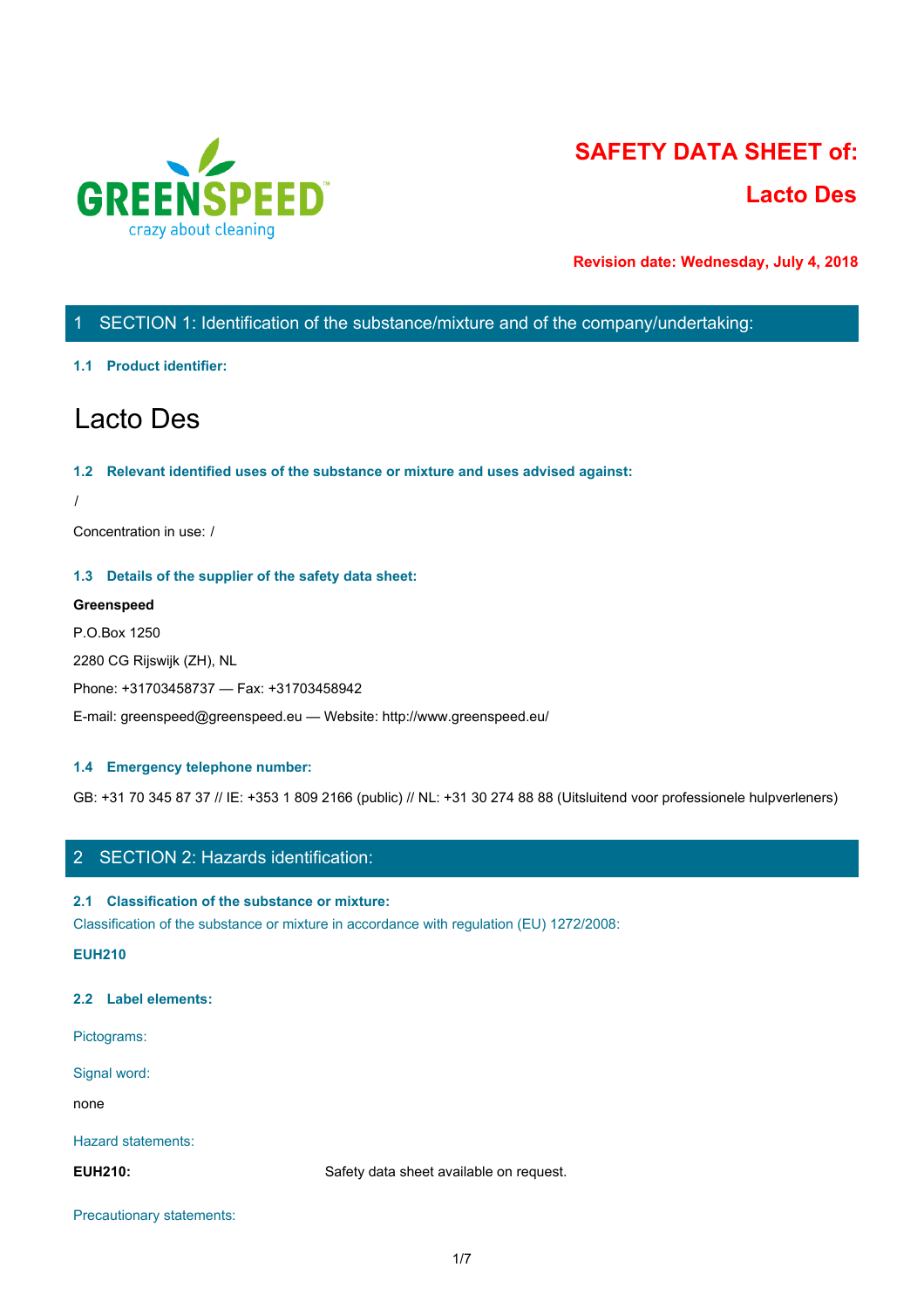# SAFETY DATA SHEET of:

# Lacto Des

**Revision date: Wednesday, July 4, 2018**

## 1 SECTION 1: Identification of the substance/mixture and of the company/undertaking:

### 1.1 Product identifier:

# Lacto Des

### 1.2 Relevant identified uses of the substance or mixture and uses advised against:

/

Concentration in use: /

### 1.3 Details of the supplier of the safety data sheet:

**Greenspeed**

P.O.Box 1250

2280 CG Rijswijk (ZH), NL

Phone: +31703458737 — Fax: +31703458942

E-mail: greenspeed@greenspeed.eu — Website: http://www.greenspeed.eu/

### 1.4 Emergency telephone number:

GB: +31 70 345 87 37 // IE: +353 1 809 2166 (public) // NL: +31 30 274 88 88 (Uitsluitend voor professionele hulpverleners)

## 2 SECTION 2: Hazards identification:

### 2.1 Classification of the substance or mixture:

Classification of the substance or mixture in accordance with regulation (EU) 1272/2008:

**EUH210**

### 2.2 Label elements:

Pictograms:

Signal word:

none

Hazard statements:

**EUH210:** Safety data sheet available on request.

Precautionary statements: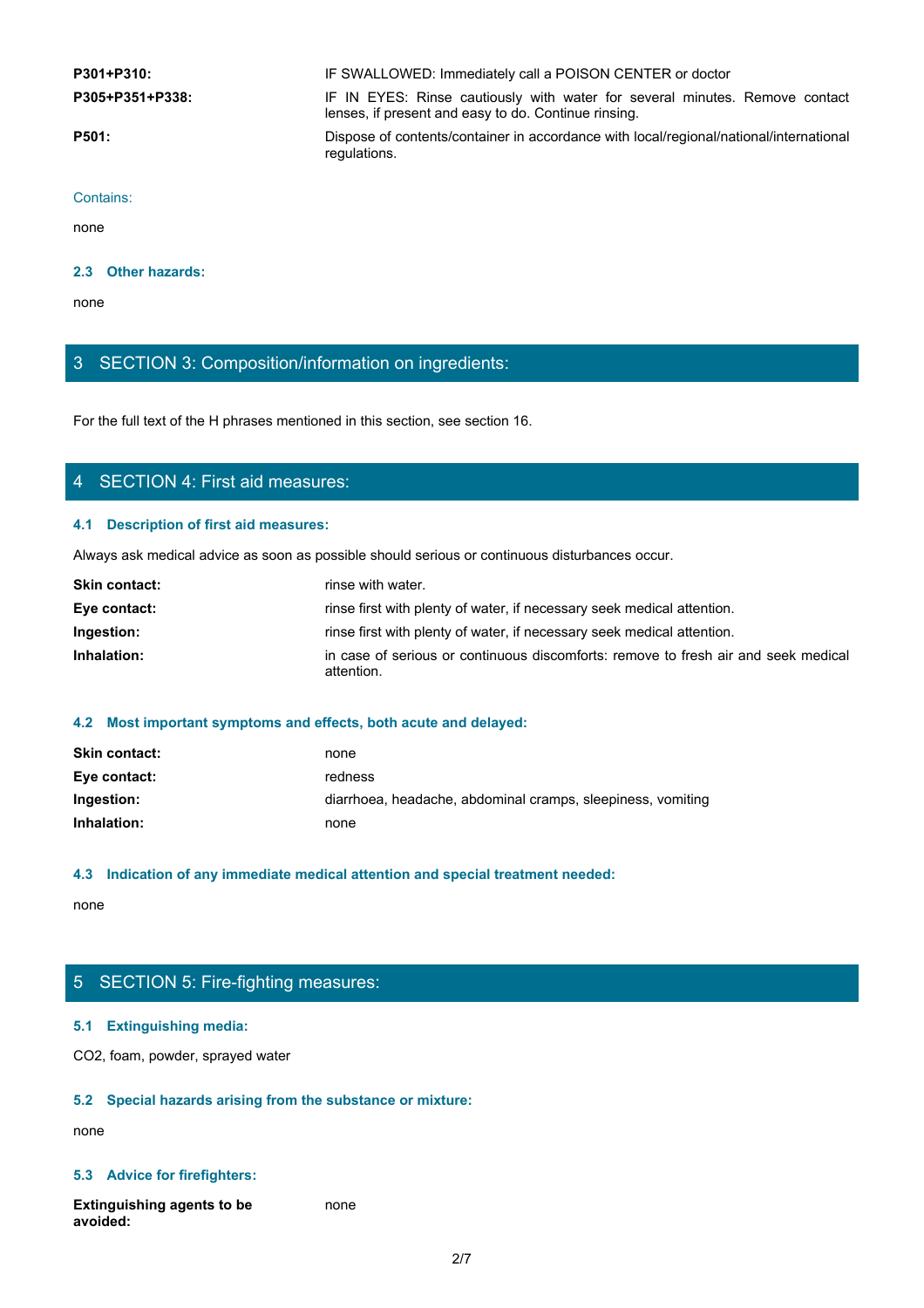| | |
|---|---|
| **P301+P310:** | IF SWALLOWED: Immediately call a POISON CENTER or doctor |
| **P305+P351+P338:** | IF IN EYES: Rinse cautiously with water for several minutes. Remove contact lenses, if present and easy to do. Continue rinsing. |
| **P501:** | Dispose of contents/container in accordance with local/regional/national/international regulations. |

Contains:

none

### 2.3 Other hazards:

none

## 3 SECTION 3: Composition/information on ingredients:

For the full text of the H phrases mentioned in this section, see section 16.

## 4 SECTION 4: First aid measures:

### 4.1 Description of first aid measures:

Always ask medical advice as soon as possible should serious or continuous disturbances occur.

| | |
|---|---|
| **Skin contact:** | rinse with water. |
| **Eye contact:** | rinse first with plenty of water, if necessary seek medical attention. |
| **Ingestion:** | rinse first with plenty of water, if necessary seek medical attention. |
| **Inhalation:** | in case of serious or continuous discomforts: remove to fresh air and seek medical attention. |

### 4.2 Most important symptoms and effects, both acute and delayed:

| | |
|---|---|
| **Skin contact:** | none |
| **Eye contact:** | redness |
| **Ingestion:** | diarrhoea, headache, abdominal cramps, sleepiness, vomiting |
| **Inhalation:** | none |

### 4.3 Indication of any immediate medical attention and special treatment needed:

none

## 5 SECTION 5: Fire-fighting measures:

### 5.1 Extinguishing media:

$CO_2$, foam, powder, sprayed water

### 5.2 Special hazards arising from the substance or mixture:

none

### 5.3 Advice for firefighters:

| | |
|---|---|
| **Extinguishing agents to be avoided:** | none |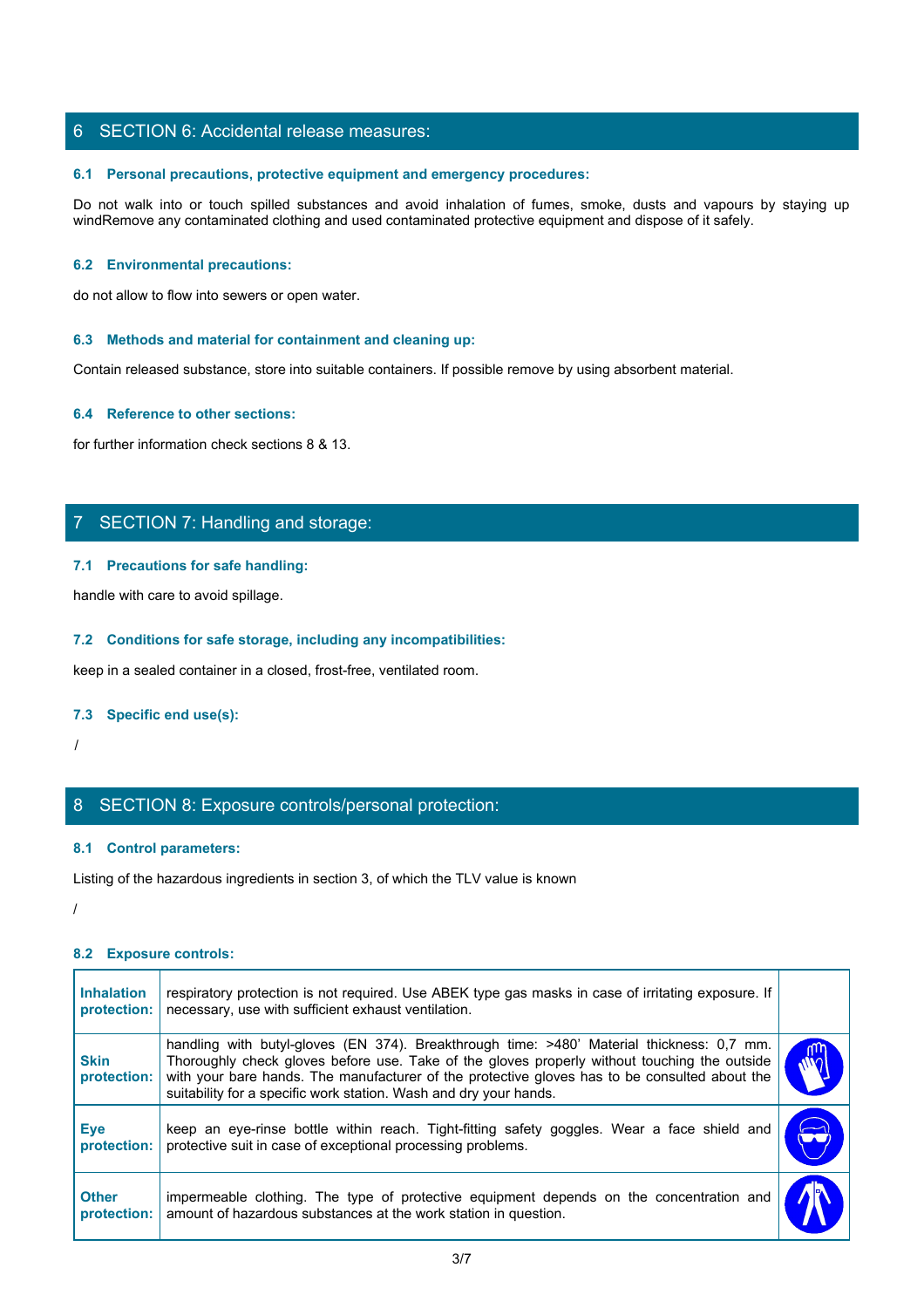## 6 SECTION 6: Accidental release measures:

### 6.1 Personal precautions, protective equipment and emergency procedures:

Do not walk into or touch spilled substances and avoid inhalation of fumes, smoke, dusts and vapours by staying up windRemove any contaminated clothing and used contaminated protective equipment and dispose of it safely.

### 6.2 Environmental precautions:

do not allow to flow into sewers or open water.

### 6.3 Methods and material for containment and cleaning up:

Contain released substance, store into suitable containers. If possible remove by using absorbent material.

### 6.4 Reference to other sections:

for further information check sections 8 & 13.

## 7 SECTION 7: Handling and storage:

### 7.1 Precautions for safe handling:

handle with care to avoid spillage.

### 7.2 Conditions for safe storage, including any incompatibilities:

keep in a sealed container in a closed, frost-free, ventilated room.

### 7.3 Specific end use(s):

/

## 8 SECTION 8: Exposure controls/personal protection:

### 8.1 Control parameters:

Listing of the hazardous ingredients in section 3, of which the TLV value is known

/

### 8.2 Exposure controls:

| | | |
|---|---|---|
| **Inhalation protection:** | respiratory protection is not required. Use ABEK type gas masks in case of irritating exposure. If necessary, use with sufficient exhaust ventilation. | |
| **Skin protection:** | handling with butyl-gloves (EN 374). Breakthrough time: >480' Material thickness: 0,7 mm. Thoroughly check gloves before use. Take of the gloves properly without touching the outside with your bare hands. The manufacturer of the protective gloves has to be consulted about the suitability for a specific work station. Wash and dry your hands. | |
| **Eye protection:** | keep an eye-rinse bottle within reach. Tight-fitting safety goggles. Wear a face shield and protective suit in case of exceptional processing problems. | |
| **Other protection:** | impermeable clothing. The type of protective equipment depends on the concentration and amount of hazardous substances at the work station in question. | |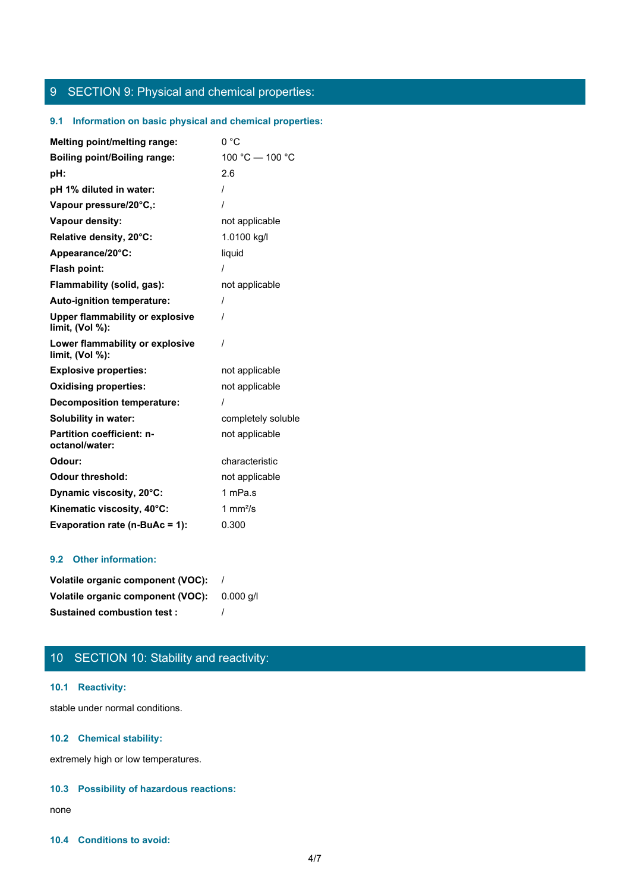## 9 SECTION 9: Physical and chemical properties:

### 9.1 Information on basic physical and chemical properties:

| | |
|---|---|
| **Melting point/melting range:** | 0 °C |
| **Boiling point/Boiling range:** | 100 °C — 100 °C |
| **pH:** | 2.6 |
| **pH 1% diluted in water:** | / |
| **Vapour pressure/20°C,:** | / |
| **Vapour density:** | not applicable |
| **Relative density, 20°C:** | 1.0100 kg/l |
| **Appearance/20°C:** | liquid |
| **Flash point:** | / |
| **Flammability (solid, gas):** | not applicable |
| **Auto-ignition temperature:** | / |
| **Upper flammability or explosive limit, (Vol %):** | / |
| **Lower flammability or explosive limit, (Vol %):** | / |
| **Explosive properties:** | not applicable |
| **Oxidising properties:** | not applicable |
| **Decomposition temperature:** | / |
| **Solubility in water:** | completely soluble |
| **Partition coefficient: n-octanol/water:** | not applicable |
| **Odour:** | characteristic |
| **Odour threshold:** | not applicable |
| **Dynamic viscosity, 20°C:** | 1 mPa.s |
| **Kinematic viscosity, 40°C:** | 1 $mm^2/s$ |
| **Evaporation rate (n-BuAc = 1):** | 0.300 |

### 9.2 Other information:

| | |
|---|---|
| **Volatile organic component (VOC):** | / |
| **Volatile organic component (VOC):** | 0.000 g/l |
| **Sustained combustion test :** | / |

## 10 SECTION 10: Stability and reactivity:

### 10.1 Reactivity:

stable under normal conditions.

### 10.2 Chemical stability:

extremely high or low temperatures.

### 10.3 Possibility of hazardous reactions:

none

### 10.4 Conditions to avoid: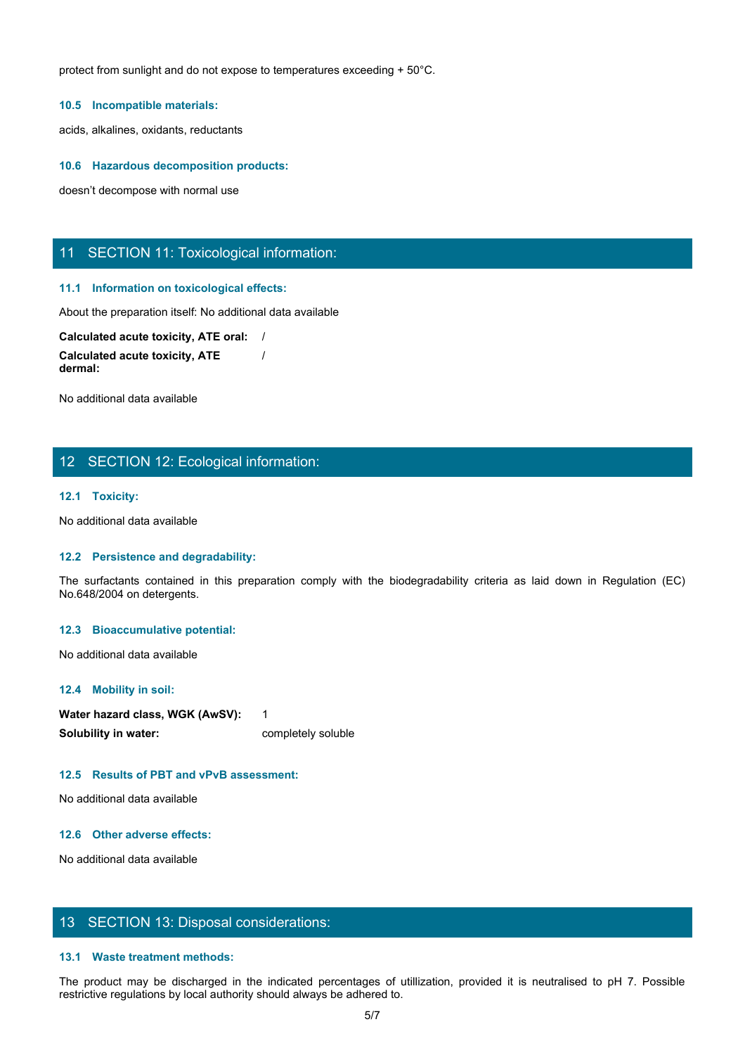protect from sunlight and do not expose to temperatures exceeding + 50°C.

### 10.5 Incompatible materials:

acids, alkalines, oxidants, reductants

### 10.6 Hazardous decomposition products:

doesn't decompose with normal use

## 11 SECTION 11: Toxicological information:

### 11.1 Information on toxicological effects:

About the preparation itself: No additional data available

| | |
|---|---|
| **Calculated acute toxicity, ATE oral:** | / |
| **Calculated acute toxicity, ATE dermal:** | / |

No additional data available

## 12 SECTION 12: Ecological information:

### 12.1 Toxicity:

No additional data available

### 12.2 Persistence and degradability:

The surfactants contained in this preparation comply with the biodegradability criteria as laid down in Regulation (EC) No.648/2004 on detergents.

### 12.3 Bioaccumulative potential:

No additional data available

### 12.4 Mobility in soil:

| | |
|---|---|
| **Water hazard class, WGK (AwSV):** | 1 |
| **Solubility in water:** | completely soluble |

### 12.5 Results of PBT and vPvB assessment:

No additional data available

### 12.6 Other adverse effects:

No additional data available

## 13 SECTION 13: Disposal considerations:

### 13.1 Waste treatment methods:

The product may be discharged in the indicated percentages of utillization, provided it is neutralised to pH 7. Possible restrictive regulations by local authority should always be adhered to.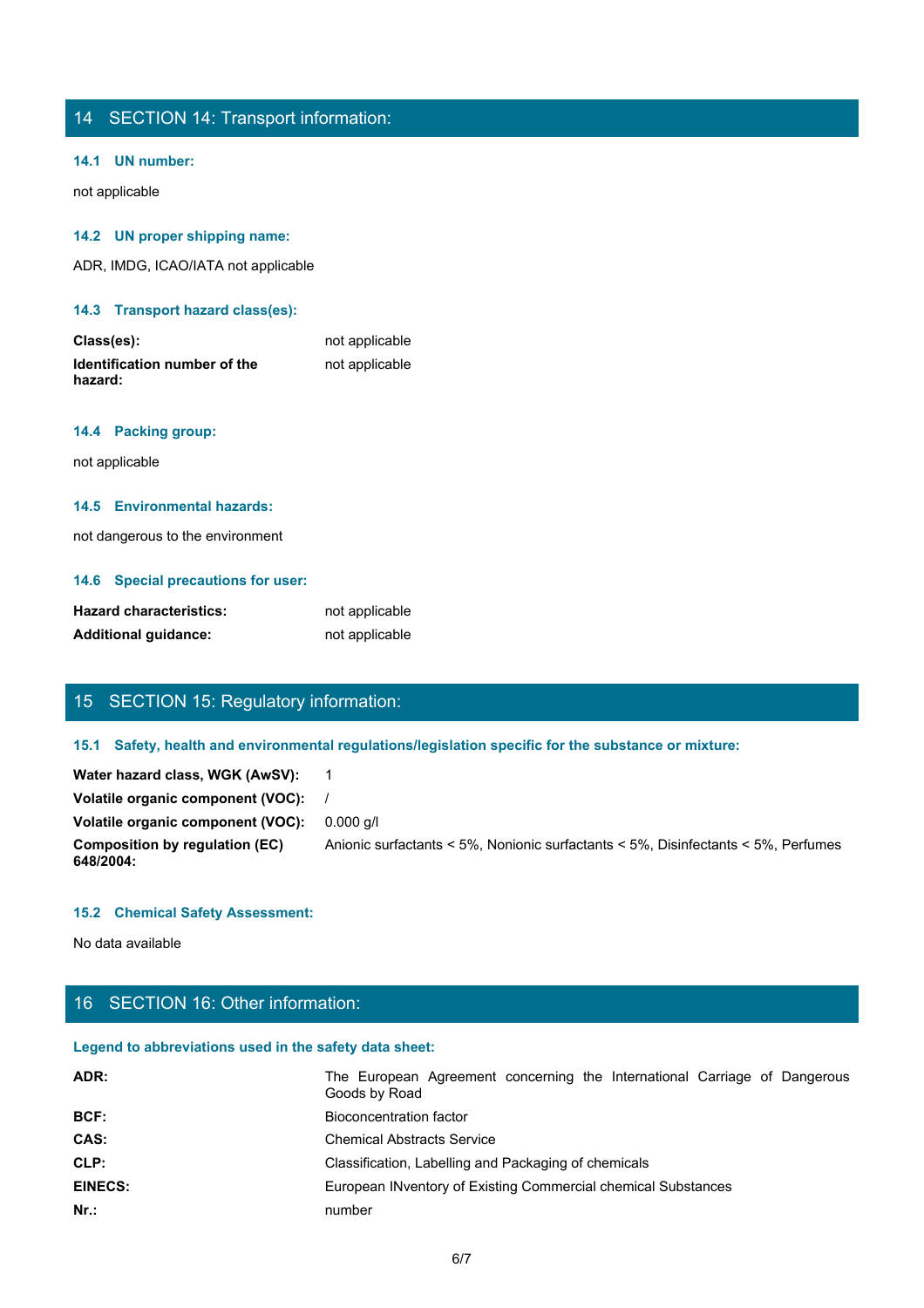## 14 SECTION 14: Transport information:

### 14.1 UN number:

not applicable

### 14.2 UN proper shipping name:

ADR, IMDG, ICAO/IATA not applicable

### 14.3 Transport hazard class(es):

| | |
|---|---|
| **Class(es):** | not applicable |
| **Identification number of the hazard:** | not applicable |

### 14.4 Packing group:

not applicable

### 14.5 Environmental hazards:

not dangerous to the environment

### 14.6 Special precautions for user:

| | |
|---|---|
| **Hazard characteristics:** | not applicable |
| **Additional guidance:** | not applicable |

## 15 SECTION 15: Regulatory information:

### 15.1 Safety, health and environmental regulations/legislation specific for the substance or mixture:

| | |
|---|---|
| **Water hazard class, WGK (AwSV):** | 1 |
| **Volatile organic component (VOC):** | / |
| **Volatile organic component (VOC):** | 0.000 g/l |
| **Composition by regulation (EC) 648/2004:** | Anionic surfactants < 5%, Nonionic surfactants < 5%, Disinfectants < 5%, Perfumes |

### 15.2 Chemical Safety Assessment:

No data available

## 16 SECTION 16: Other information:

### Legend to abbreviations used in the safety data sheet:

| | |
|---|---|
| **ADR:** | The European Agreement concerning the International Carriage of Dangerous Goods by Road |
| **BCF:** | Bioconcentration factor |
| **CAS:** | Chemical Abstracts Service |
| **CLP:** | Classification, Labelling and Packaging of chemicals |
| **EINECS:** | European INventory of Existing Commercial chemical Substances |
| **Nr.:** | number |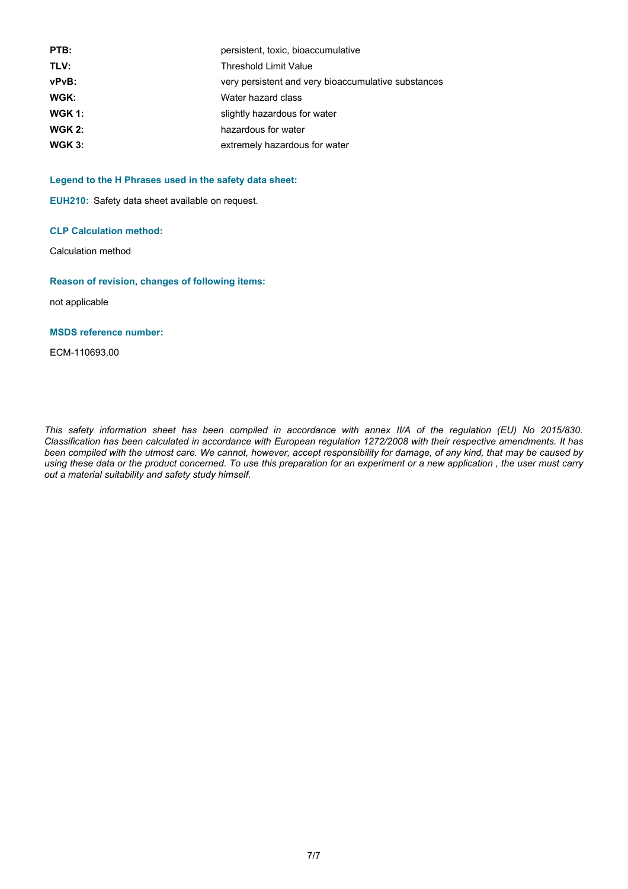| | |
|---|---|
| **PTB:** | persistent, toxic, bioaccumulative |
| **TLV:** | Threshold Limit Value |
| **vPvB:** | very persistent and very bioaccumulative substances |
| **WGK:** | Water hazard class |
| **WGK 1:** | slightly hazardous for water |
| **WGK 2:** | hazardous for water |
| **WGK 3:** | extremely hazardous for water |

### Legend to the H Phrases used in the safety data sheet:

**EUH210:** Safety data sheet available on request.

### CLP Calculation method:

Calculation method

### Reason of revision, changes of following items:

not applicable

### MSDS reference number:

ECM-110693,00

*This safety information sheet has been compiled in accordance with annex II/A of the regulation (EU) No 2015/830. Classification has been calculated in accordance with European regulation 1272/2008 with their respective amendments. It has been compiled with the utmost care. We cannot, however, accept responsibility for damage, of any kind, that may be caused by using these data or the product concerned. To use this preparation for an experiment or a new application , the user must carry out a material suitability and safety study himself.*